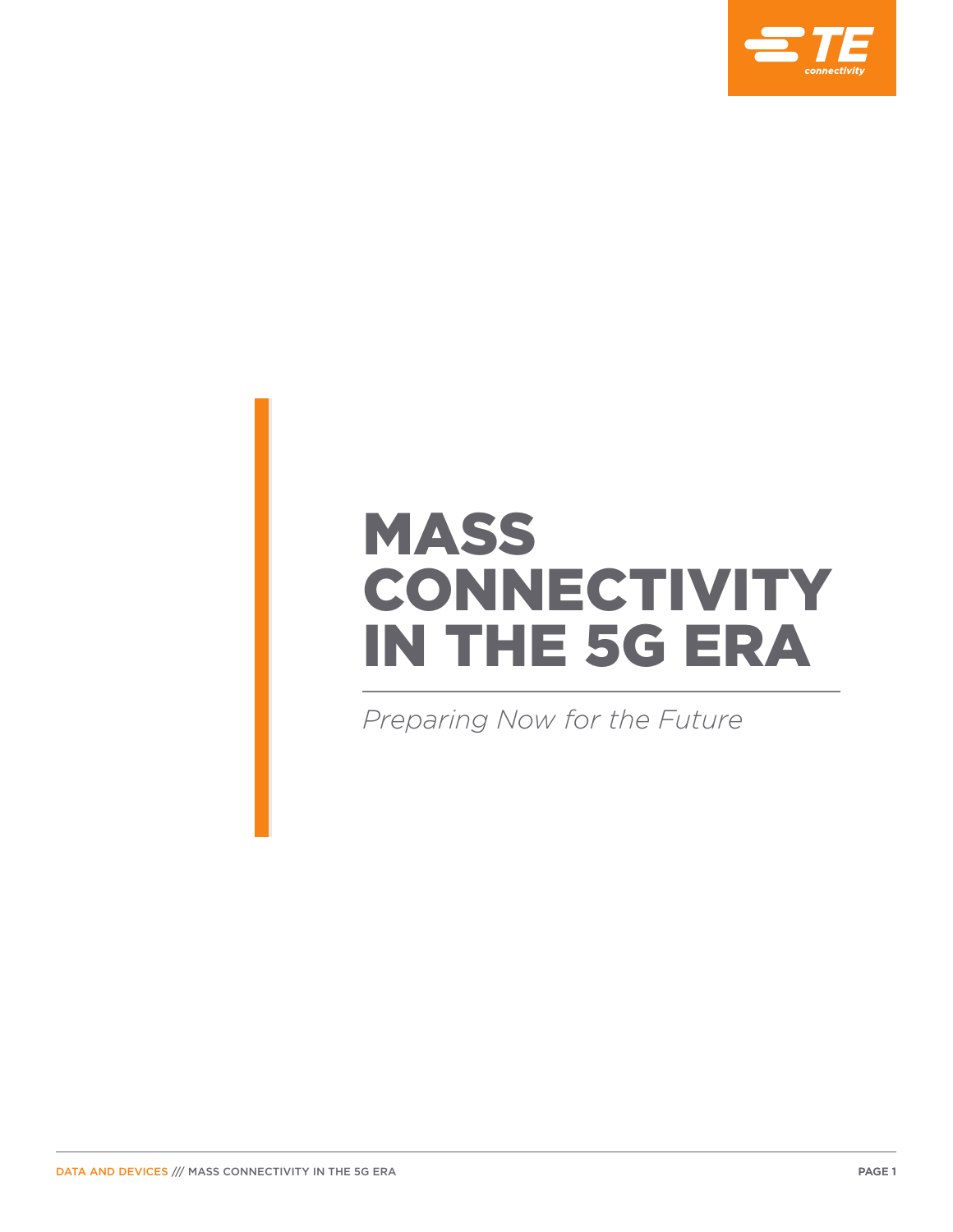# MASS CONNECTIVITY IN THE 5G ERA

*Preparing Now for the Future*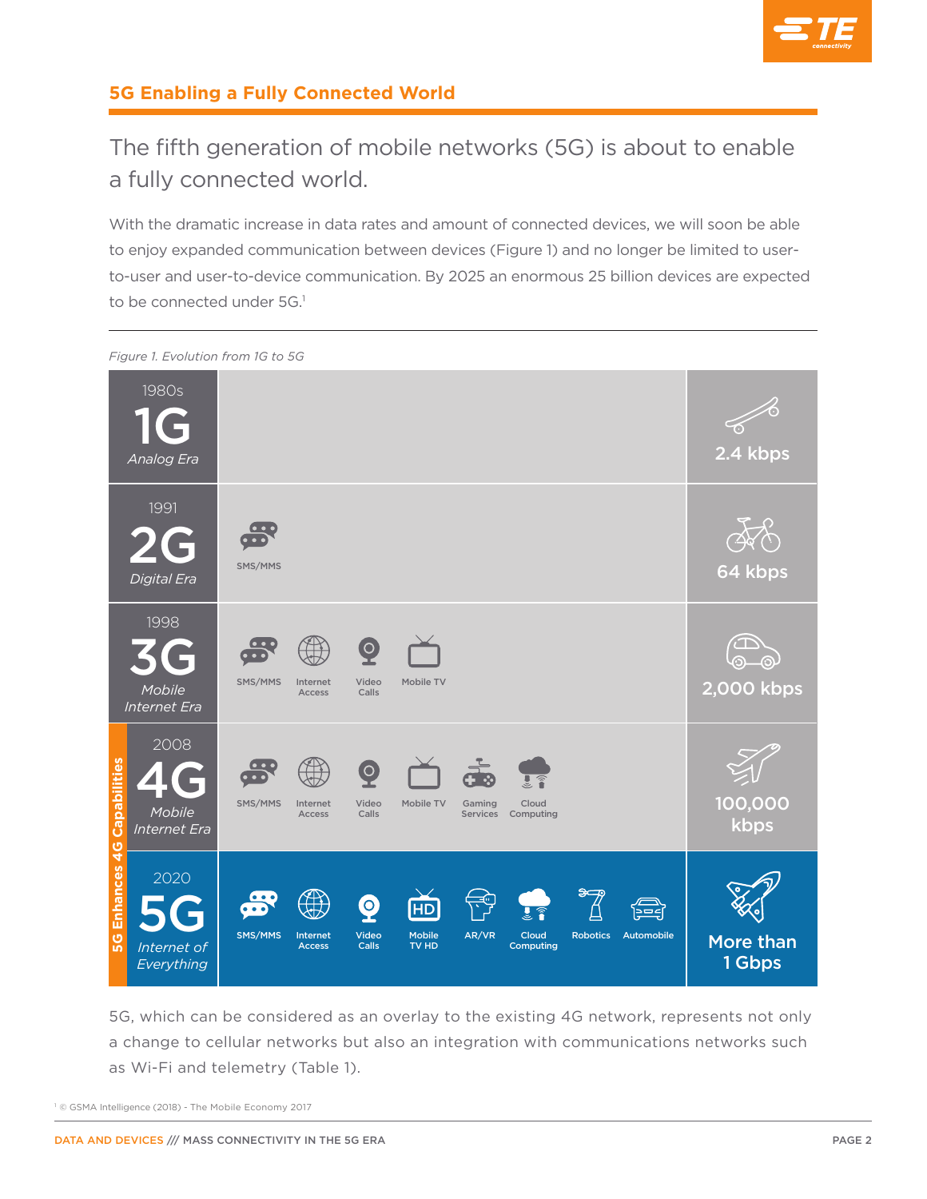## 5G Enabling a Fully Connected World

### The fifth generation of mobile networks (5G) is about to enable a fully connected world.

With the dramatic increase in data rates and amount of connected devices, we will soon be able to enjoy expanded communication between devices (Figure 1) and no longer be limited to user-to-user and user-to-device communication. By 2025 an enormous 25 billion devices are expected to be connected under 5G.[1]

*Figure 1. Evolution from 1G to 5G*

| Generation | Capabilities | Speed |
|---|---|---|
| 1980s **1G** *Analog Era* | | 2.4 kbps |
| 1991 **2G** *Digital Era* | SMS/MMS | 64 kbps |
| 1998 **3G** *Mobile Internet Era* | SMS/MMS, Internet Access, Video Calls, Mobile TV | 2,000 kbps |
| 2008 **4G** *Mobile Internet Era* | SMS/MMS, Internet Access, Video Calls, Mobile TV, Gaming Services, Cloud Computing | 100,000 kbps |
| 2020 **5G** *Internet of Everything* | SMS/MMS, Internet Access, Video Calls, Mobile TV HD, AR/VR, Cloud Computing, Robotics, Automobile | More than 1 Gbps |

5G Enhances 4G Capabilities

5G, which can be considered as an overlay to the existing 4G network, represents not only a change to cellular networks but also an integration with communications networks such as Wi-Fi and telemetry (Table 1).

[1] © GSMA Intelligence (2018) - The Mobile Economy 2017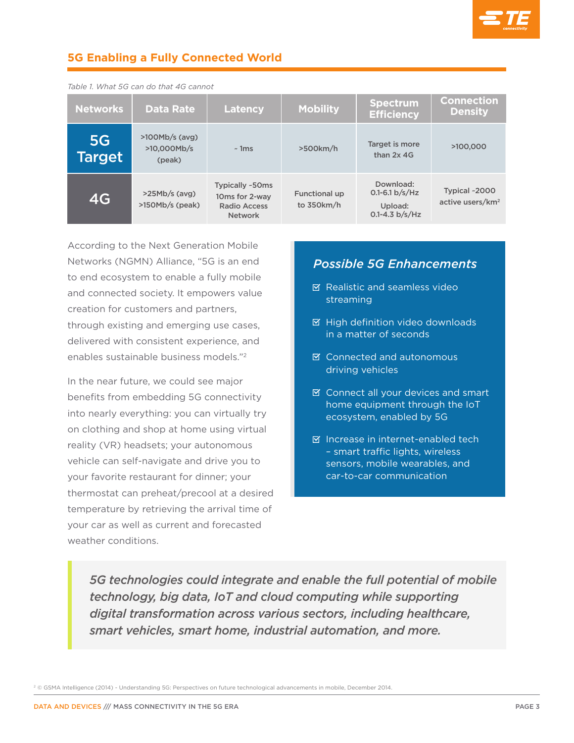## 5G Enabling a Fully Connected World

*Table 1. What 5G can do that 4G cannot*

| Networks | Data Rate | Latency | Mobility | Spectrum Efficiency | Connection Density |
|---|---|---|---|---|---|
| 5G Target | >100Mb/s (avg) >10,000Mb/s (peak) | ~ 1ms | >500km/h | Target is more than 2x 4G | >100,000 |
| 4G | >25Mb/s (avg) >150Mb/s (peak) | Typically ~50ms 10ms for 2-way Radio Access Network | Functional up to 350km/h | Download: 0.1-6.1 b/s/Hz Upload: 0.1-4.3 b/s/Hz | Typical ~2000 active users/km$^2$ |

According to the Next Generation Mobile Networks (NGMN) Alliance, "5G is an end to end ecosystem to enable a fully mobile and connected society. It empowers value creation for customers and partners, through existing and emerging use cases, delivered with consistent experience, and enables sustainable business models."[2]

In the near future, we could see major benefits from embedding 5G connectivity into nearly everything: you can virtually try on clothing and shop at home using virtual reality (VR) headsets; your autonomous vehicle can self-navigate and drive you to your favorite restaurant for dinner; your thermostat can preheat/precool at a desired temperature by retrieving the arrival time of your car as well as current and forecasted weather conditions.

### *Possible 5G Enhancements*

- ☑ Realistic and seamless video streaming
- ☑ High definition video downloads in a matter of seconds
- ☑ Connected and autonomous driving vehicles
- ☑ Connect all your devices and smart home equipment through the IoT ecosystem, enabled by 5G
- ☑ Increase in internet-enabled tech – smart traffic lights, wireless sensors, mobile wearables, and car-to-car communication

> ***5G technologies could integrate and enable the full potential of mobile technology, big data, IoT and cloud computing while supporting digital transformation across various sectors, including healthcare, smart vehicles, smart home, industrial automation, and more.***

[2] © GSMA Intelligence (2014) - Understanding 5G: Perspectives on future technological advancements in mobile, December 2014.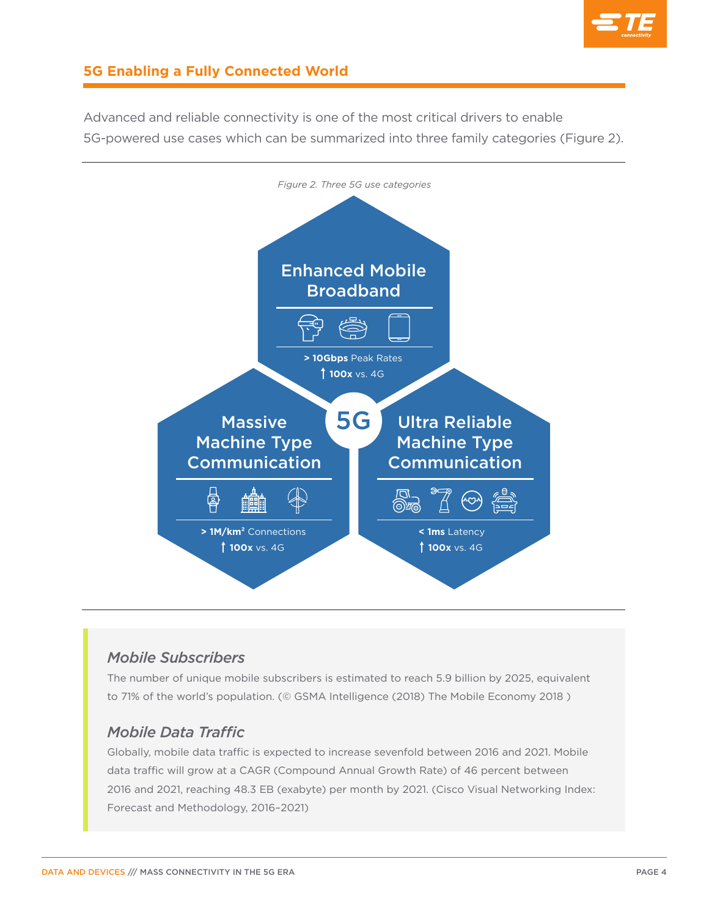## 5G Enabling a Fully Connected World

Advanced and reliable connectivity is one of the most critical drivers to enable 5G-powered use cases which can be summarized into three family categories (Figure 2).

*Figure 2. Three 5G use categories*

**5G**

**Enhanced Mobile Broadband**

**> 10Gbps** Peak Rates

↑ **100x** vs. 4G

**Massive Machine Type Communication**

**> 1M/km²** Connections

↑ **100x** vs. 4G

**Ultra Reliable Machine Type Communication**

**< 1ms** Latency

↑ **100x** vs. 4G

### *Mobile Subscribers*

The number of unique mobile subscribers is estimated to reach 5.9 billion by 2025, equivalent to 71% of the world's population. (© GSMA Intelligence (2018) The Mobile Economy 2018 )

### *Mobile Data Traffic*

Globally, mobile data traffic is expected to increase sevenfold between 2016 and 2021. Mobile data traffic will grow at a CAGR (Compound Annual Growth Rate) of 46 percent between 2016 and 2021, reaching 48.3 EB (exabyte) per month by 2021. (Cisco Visual Networking Index: Forecast and Methodology, 2016–2021)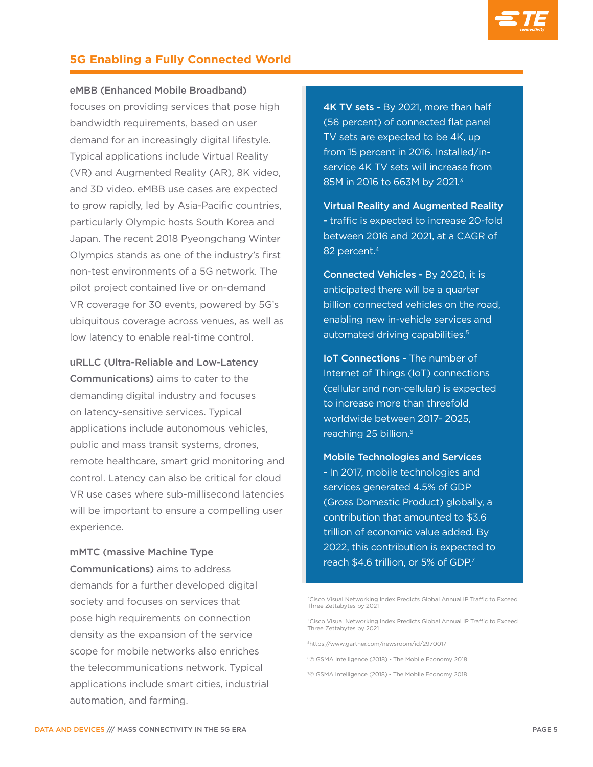## 5G Enabling a Fully Connected World

**eMBB (Enhanced Mobile Broadband)** focuses on providing services that pose high bandwidth requirements, based on user demand for an increasingly digital lifestyle. Typical applications include Virtual Reality (VR) and Augmented Reality (AR), 8K video, and 3D video. eMBB use cases are expected to grow rapidly, led by Asia-Pacific countries, particularly Olympic hosts South Korea and Japan. The recent 2018 Pyeongchang Winter Olympics stands as one of the industry's first non-test environments of a 5G network. The pilot project contained live or on-demand VR coverage for 30 events, powered by 5G's ubiquitous coverage across venues, as well as low latency to enable real-time control.

**uRLLC (Ultra-Reliable and Low-Latency Communications)** aims to cater to the demanding digital industry and focuses on latency-sensitive services. Typical applications include autonomous vehicles, public and mass transit systems, drones, remote healthcare, smart grid monitoring and control. Latency can also be critical for cloud VR use cases where sub-millisecond latencies will be important to ensure a compelling user experience.

**mMTC (massive Machine Type Communications)** aims to address demands for a further developed digital society and focuses on services that pose high requirements on connection density as the expansion of the service scope for mobile networks also enriches the telecommunications network. Typical applications include smart cities, industrial automation, and farming.

**4K TV sets -** By 2021, more than half (56 percent) of connected flat panel TV sets are expected to be 4K, up from 15 percent in 2016. Installed/in-service 4K TV sets will increase from 85M in 2016 to 663M by 2021.[3]

**Virtual Reality and Augmented Reality -** traffic is expected to increase 20-fold between 2016 and 2021, at a CAGR of 82 percent.[4]

**Connected Vehicles -** By 2020, it is anticipated there will be a quarter billion connected vehicles on the road, enabling new in-vehicle services and automated driving capabilities.[5]

**IoT Connections -** The number of Internet of Things (IoT) connections (cellular and non-cellular) is expected to increase more than threefold worldwide between 2017- 2025, reaching 25 billion.[6]

**Mobile Technologies and Services -** In 2017, mobile technologies and services generated 4.5% of GDP (Gross Domestic Product) globally, a contribution that amounted to $3.6 trillion of economic value added. By 2022, this contribution is expected to reach $4.6 trillion, or 5% of GDP.[7]

[3] Cisco Visual Networking Index Predicts Global Annual IP Traffic to Exceed Three Zettabytes by 2021

[4] Cisco Visual Networking Index Predicts Global Annual IP Traffic to Exceed Three Zettabytes by 2021

[5] https://www.gartner.com/newsroom/id/2970017

[6] © GSMA Intelligence (2018) - The Mobile Economy 2018

[7] © GSMA Intelligence (2018) - The Mobile Economy 2018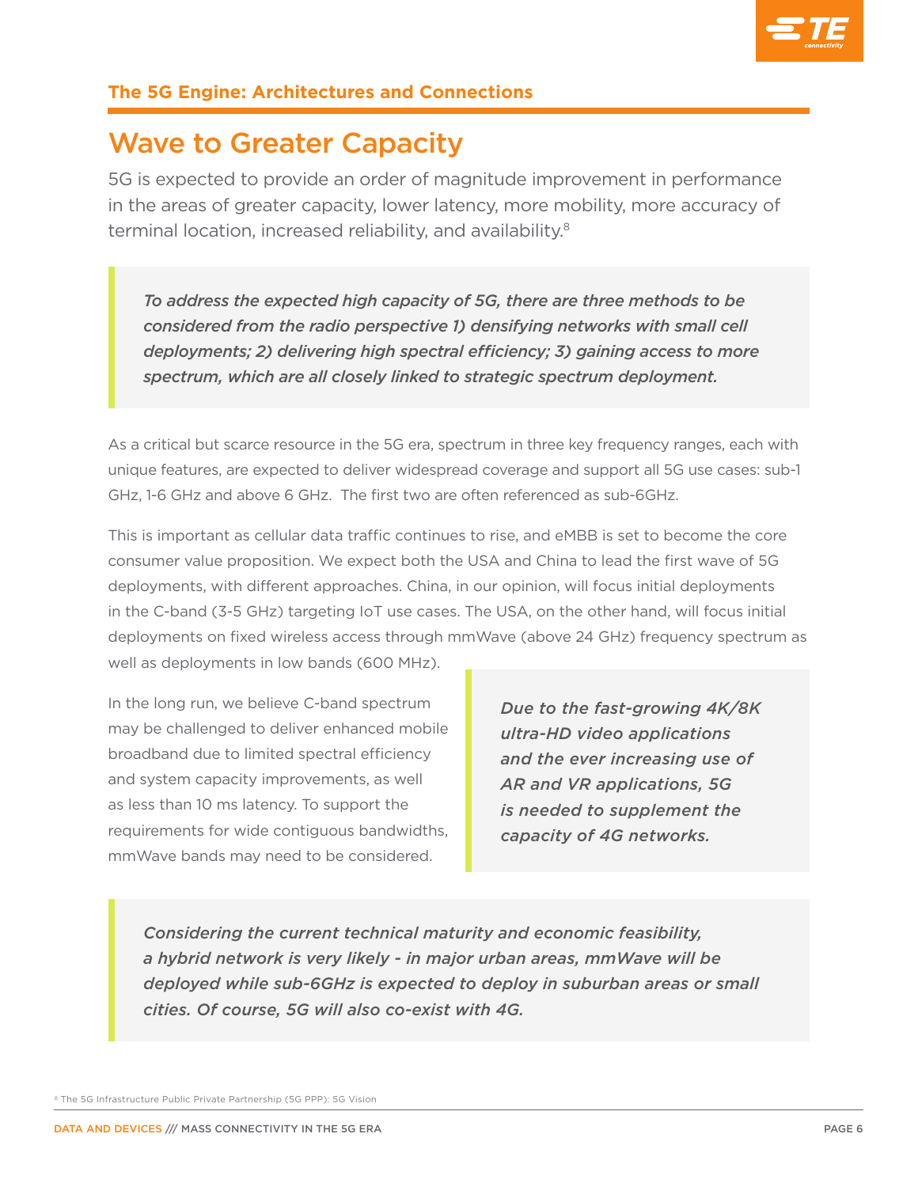## The 5G Engine: Architectures and Connections

# Wave to Greater Capacity

5G is expected to provide an order of magnitude improvement in performance in the areas of greater capacity, lower latency, more mobility, more accuracy of terminal location, increased reliability, and availability.[8]

> ***To address the expected high capacity of 5G, there are three methods to be considered from the radio perspective 1) densifying networks with small cell deployments; 2) delivering high spectral efficiency; 3) gaining access to more spectrum, which are all closely linked to strategic spectrum deployment.***

As a critical but scarce resource in the 5G era, spectrum in three key frequency ranges, each with unique features, are expected to deliver widespread coverage and support all 5G use cases: sub-1 GHz, 1-6 GHz and above 6 GHz. The first two are often referenced as sub-6GHz.

This is important as cellular data traffic continues to rise, and eMBB is set to become the core consumer value proposition. We expect both the USA and China to lead the first wave of 5G deployments, with different approaches. China, in our opinion, will focus initial deployments in the C-band (3-5 GHz) targeting IoT use cases. The USA, on the other hand, will focus initial deployments on fixed wireless access through mmWave (above 24 GHz) frequency spectrum as well as deployments in low bands (600 MHz).

In the long run, we believe C-band spectrum may be challenged to deliver enhanced mobile broadband due to limited spectral efficiency and system capacity improvements, as well as less than 10 ms latency. To support the requirements for wide contiguous bandwidths, mmWave bands may need to be considered.

> ***Due to the fast-growing 4K/8K ultra-HD video applications and the ever increasing use of AR and VR applications, 5G is needed to supplement the capacity of 4G networks.***

> ***Considering the current technical maturity and economic feasibility, a hybrid network is very likely - in major urban areas, mmWave will be deployed while sub-6GHz is expected to deploy in suburban areas or small cities. Of course, 5G will also co-exist with 4G.***

[8] The 5G Infrastructure Public Private Partnership (5G PPP): 5G Vision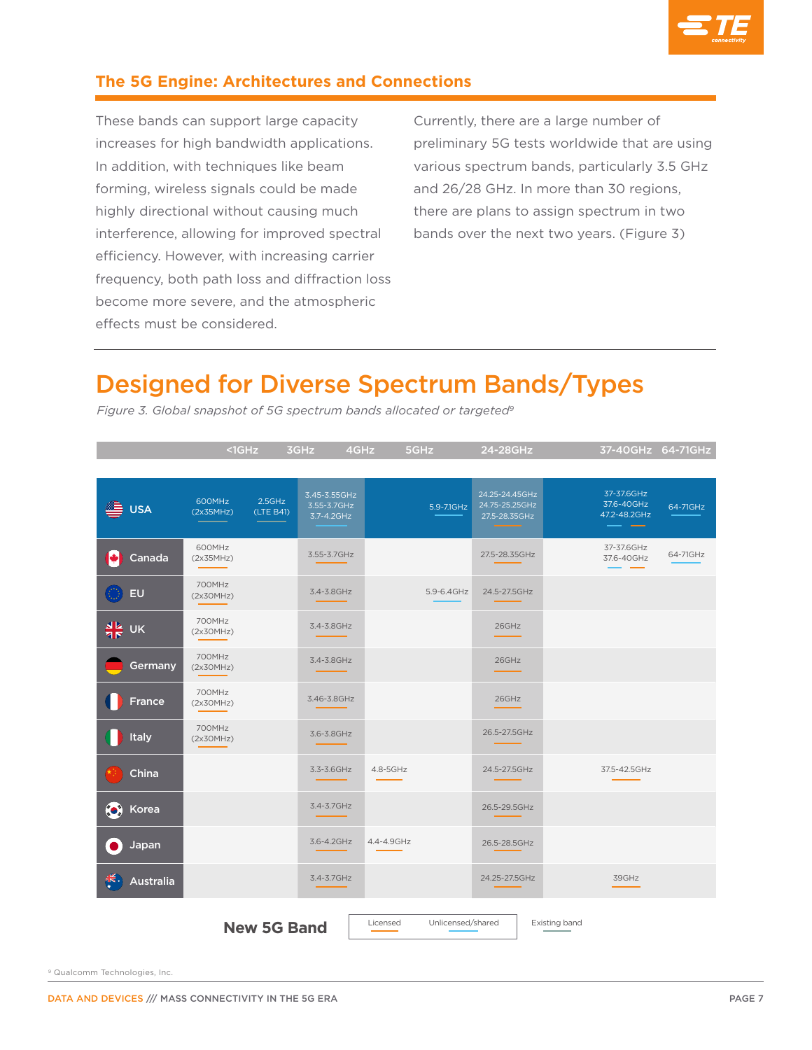## The 5G Engine: Architectures and Connections

These bands can support large capacity increases for high bandwidth applications. In addition, with techniques like beam forming, wireless signals could be made highly directional without causing much interference, allowing for improved spectral efficiency. However, with increasing carrier frequency, both path loss and diffraction loss become more severe, and the atmospheric effects must be considered.

Currently, there are a large number of preliminary 5G tests worldwide that are using various spectrum bands, particularly 3.5 GHz and 26/28 GHz. In more than 30 regions, there are plans to assign spectrum in two bands over the next two years. (Figure 3)

# Designed for Diverse Spectrum Bands/Types

*Figure 3. Global snapshot of 5G spectrum bands allocated or targeted[9]*

| | <1GHz | | 3GHz | 4GHz | 5GHz | 24-28GHz | 37-40GHz | 64-71GHz |
|---|---|---|---|---|---|---|---|---|
| USA | 600MHz (2x35MHz) | 2.5GHz (LTE B41) | 3.45-3.55GHz 3.55-3.7GHz 3.7-4.2GHz | | 5.9-7.1GHz | 24.25-24.45GHz 24.75-25.25GHz 27.5-28.35GHz | 37-37.6GHz 37.6-40GHz 47.2-48.2GHz | 64-71GHz |
| Canada | 600MHz (2x35MHz) | | 3.55-3.7GHz | | | 27.5-28.35GHz | 37-37.6GHz 37.6-40GHz | 64-71GHz |
| EU | 700MHz (2x30MHz) | | 3.4-3.8GHz | | 5.9-6.4GHz | 24.5-27.5GHz | | |
| UK | 700MHz (2x30MHz) | | 3.4-3.8GHz | | | 26GHz | | |
| Germany | 700MHz (2x30MHz) | | 3.4-3.8GHz | | | 26GHz | | |
| France | 700MHz (2x30MHz) | | 3.46-3.8GHz | | | 26GHz | | |
| Italy | 700MHz (2x30MHz) | | 3.6-3.8GHz | | | 26.5-27.5GHz | | |
| China | | | 3.3-3.6GHz | 4.8-5GHz | | 24.5-27.5GHz | 37.5-42.5GHz | |
| Korea | | | 3.4-3.7GHz | | | 26.5-29.5GHz | | |
| Japan | | | 3.6-4.2GHz | 4.4-4.9GHz | | 26.5-28.5GHz | | |
| Australia | | | 3.4-3.7GHz | | | 24.25-27.5GHz | 39GHz | |

**New 5G Band**: Licensed | Unlicensed/shared | Existing band

[9] Qualcomm Technologies, Inc.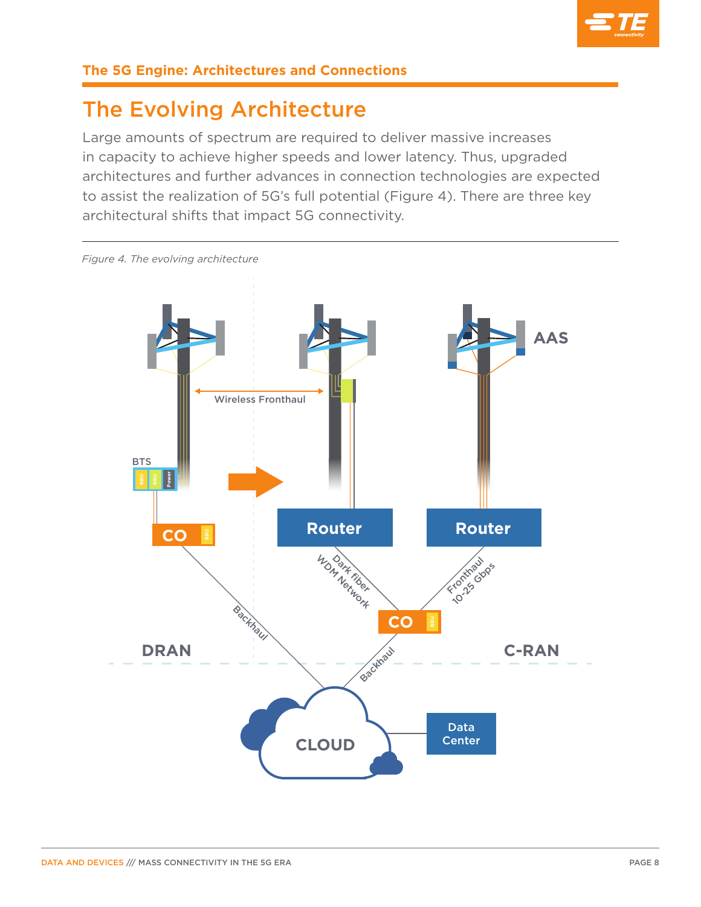## The 5G Engine: Architectures and Connections

# The Evolving Architecture

Large amounts of spectrum are required to deliver massive increases in capacity to achieve higher speeds and lower latency. Thus, upgraded architectures and further advances in connection technologies are expected to assist the realization of 5G's full potential (Figure 4). There are three key architectural shifts that impact 5G connectivity.

*Figure 4. The evolving architecture*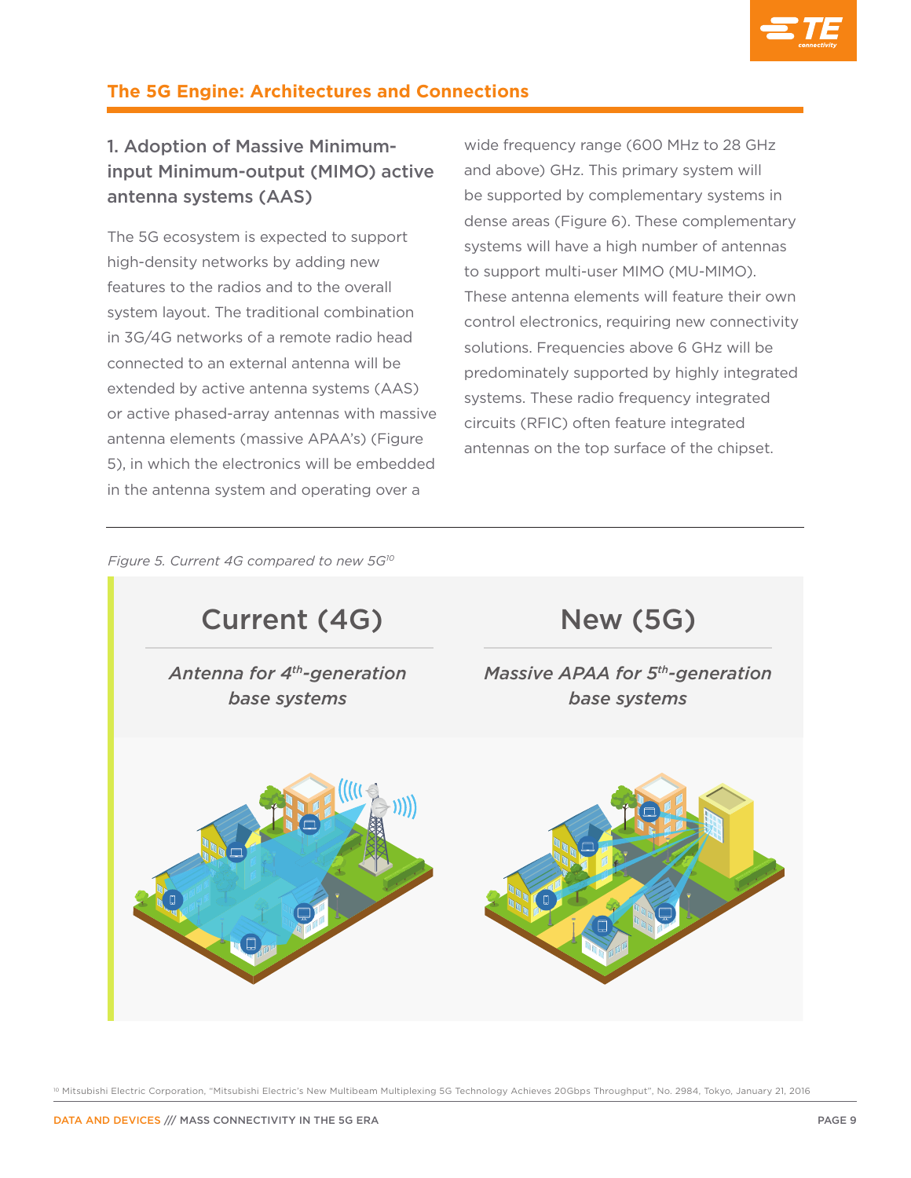## The 5G Engine: Architectures and Connections

### 1. Adoption of Massive Minimum-input Minimum-output (MIMO) active antenna systems (AAS)

The 5G ecosystem is expected to support high-density networks by adding new features to the radios and to the overall system layout. The traditional combination in 3G/4G networks of a remote radio head connected to an external antenna will be extended by active antenna systems (AAS) or active phased-array antennas with massive antenna elements (massive APAA's) (Figure 5), in which the electronics will be embedded in the antenna system and operating over a wide frequency range (600 MHz to 28 GHz and above) GHz. This primary system will be supported by complementary systems in dense areas (Figure 6). These complementary systems will have a high number of antennas to support multi-user MIMO (MU-MIMO). These antenna elements will feature their own control electronics, requiring new connectivity solutions. Frequencies above 6 GHz will be predominately supported by highly integrated systems. These radio frequency integrated circuits (RFIC) often feature integrated antennas on the top surface of the chipset.

*Figure 5. Current 4G compared to new 5G*[10]

| Current (4G) | New (5G) |
|---|---|
| *Antenna for 4th-generation base systems* | *Massive APAA for 5th-generation base systems* |

[10] Mitsubishi Electric Corporation, "Mitsubishi Electric's New Multibeam Multiplexing 5G Technology Achieves 20Gbps Throughput", No. 2984, Tokyo, January 21, 2016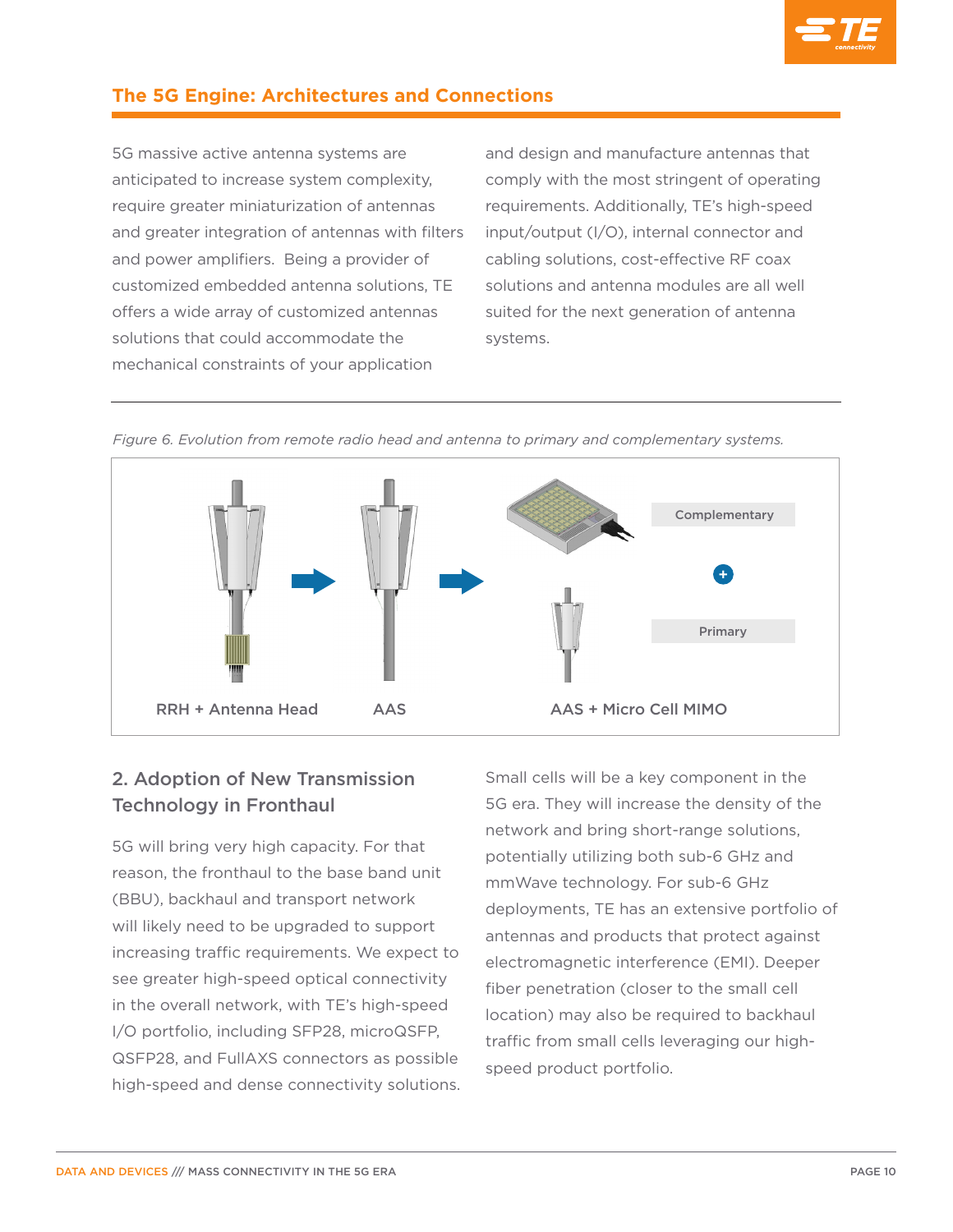## The 5G Engine: Architectures and Connections

5G massive active antenna systems are anticipated to increase system complexity, require greater miniaturization of antennas and greater integration of antennas with filters and power amplifiers. Being a provider of customized embedded antenna solutions, TE offers a wide array of customized antennas solutions that could accommodate the mechanical constraints of your application and design and manufacture antennas that comply with the most stringent of operating requirements. Additionally, TE's high-speed input/output (I/O), internal connector and cabling solutions, cost-effective RF coax solutions and antenna modules are all well suited for the next generation of antenna systems.

*Figure 6. Evolution from remote radio head and antenna to primary and complementary systems.*

Complementary

+

Primary

RRH + Antenna Head

AAS

AAS + Micro Cell MIMO

### 2. Adoption of New Transmission Technology in Fronthaul

5G will bring very high capacity. For that reason, the fronthaul to the base band unit (BBU), backhaul and transport network will likely need to be upgraded to support increasing traffic requirements. We expect to see greater high-speed optical connectivity in the overall network, with TE's high-speed I/O portfolio, including SFP28, microQSFP, QSFP28, and FullAXS connectors as possible high-speed and dense connectivity solutions.

Small cells will be a key component in the 5G era. They will increase the density of the network and bring short-range solutions, potentially utilizing both sub-6 GHz and mmWave technology. For sub-6 GHz deployments, TE has an extensive portfolio of antennas and products that protect against electromagnetic interference (EMI). Deeper fiber penetration (closer to the small cell location) may also be required to backhaul traffic from small cells leveraging our high-speed product portfolio.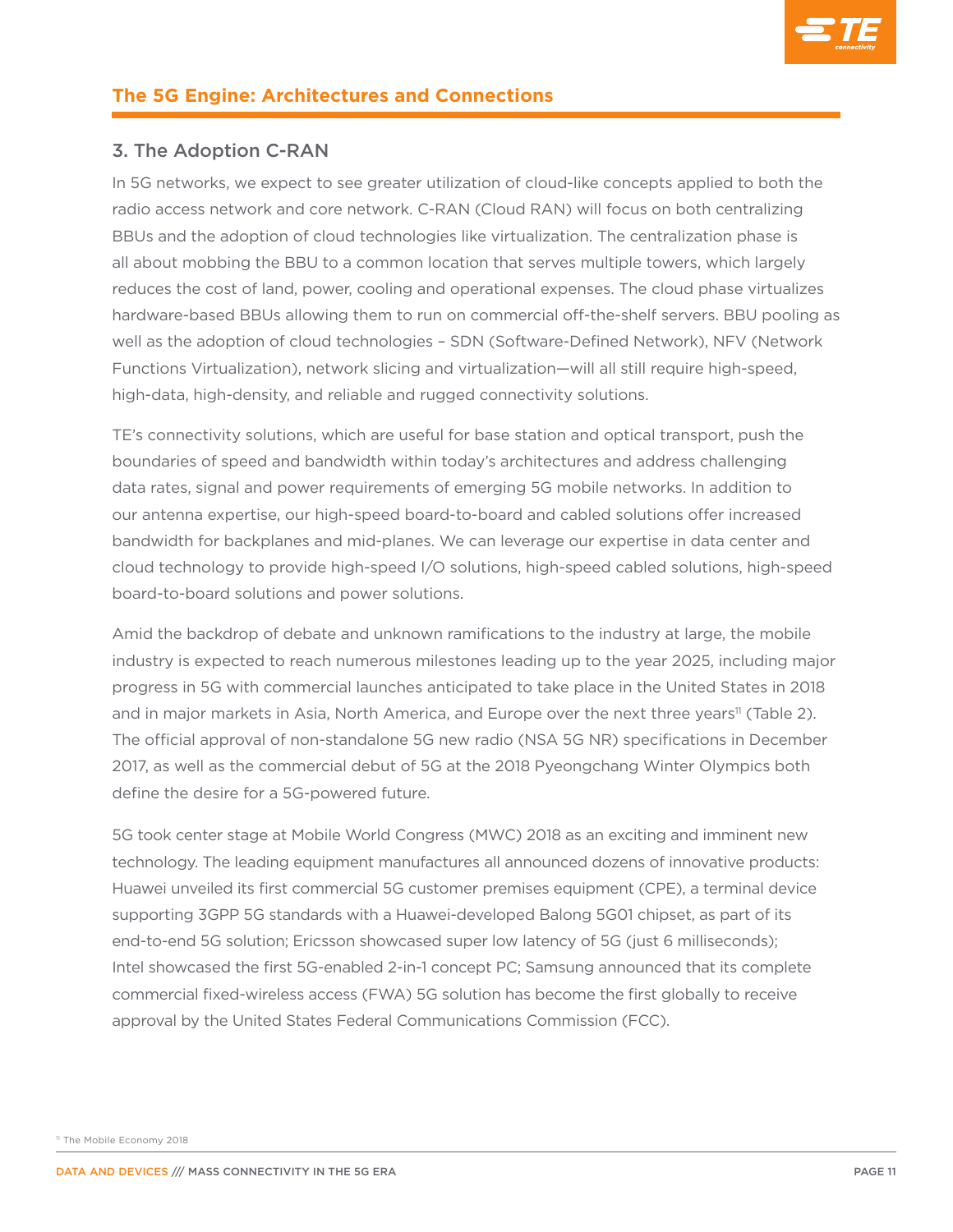## The 5G Engine: Architectures and Connections

### 3. The Adoption C-RAN

In 5G networks, we expect to see greater utilization of cloud-like concepts applied to both the radio access network and core network. C-RAN (Cloud RAN) will focus on both centralizing BBUs and the adoption of cloud technologies like virtualization. The centralization phase is all about mobbing the BBU to a common location that serves multiple towers, which largely reduces the cost of land, power, cooling and operational expenses. The cloud phase virtualizes hardware-based BBUs allowing them to run on commercial off-the-shelf servers. BBU pooling as well as the adoption of cloud technologies – SDN (Software-Defined Network), NFV (Network Functions Virtualization), network slicing and virtualization—will all still require high-speed, high-data, high-density, and reliable and rugged connectivity solutions.

TE's connectivity solutions, which are useful for base station and optical transport, push the boundaries of speed and bandwidth within today's architectures and address challenging data rates, signal and power requirements of emerging 5G mobile networks. In addition to our antenna expertise, our high-speed board-to-board and cabled solutions offer increased bandwidth for backplanes and mid-planes. We can leverage our expertise in data center and cloud technology to provide high-speed I/O solutions, high-speed cabled solutions, high-speed board-to-board solutions and power solutions.

Amid the backdrop of debate and unknown ramifications to the industry at large, the mobile industry is expected to reach numerous milestones leading up to the year 2025, including major progress in 5G with commercial launches anticipated to take place in the United States in 2018 and in major markets in Asia, North America, and Europe over the next three years[11] (Table 2). The official approval of non-standalone 5G new radio (NSA 5G NR) specifications in December 2017, as well as the commercial debut of 5G at the 2018 Pyeongchang Winter Olympics both define the desire for a 5G-powered future.

5G took center stage at Mobile World Congress (MWC) 2018 as an exciting and imminent new technology. The leading equipment manufactures all announced dozens of innovative products: Huawei unveiled its first commercial 5G customer premises equipment (CPE), a terminal device supporting 3GPP 5G standards with a Huawei-developed Balong 5G01 chipset, as part of its end-to-end 5G solution; Ericsson showcased super low latency of 5G (just 6 milliseconds); Intel showcased the first 5G-enabled 2-in-1 concept PC; Samsung announced that its complete commercial fixed-wireless access (FWA) 5G solution has become the first globally to receive approval by the United States Federal Communications Commission (FCC).

[11] The Mobile Economy 2018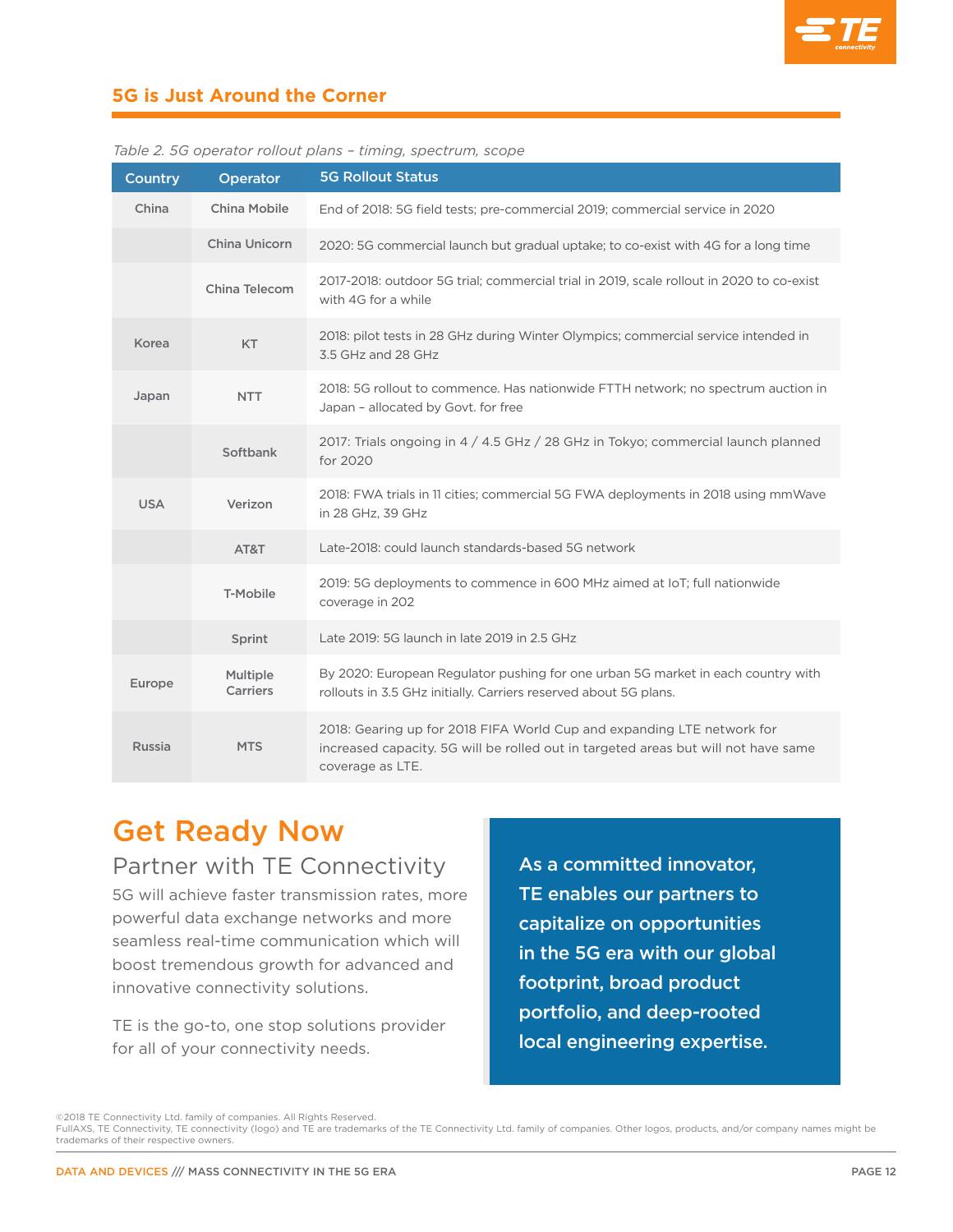## 5G is Just Around the Corner

*Table 2. 5G operator rollout plans – timing, spectrum, scope*

| Country | Operator | 5G Rollout Status |
|---|---|---|
| China | China Mobile | End of 2018: 5G field tests; pre-commercial 2019; commercial service in 2020 |
| | China Unicorn | 2020: 5G commercial launch but gradual uptake; to co-exist with 4G for a long time |
| | China Telecom | 2017-2018: outdoor 5G trial; commercial trial in 2019, scale rollout in 2020 to co-exist with 4G for a while |
| Korea | KT | 2018: pilot tests in 28 GHz during Winter Olympics; commercial service intended in 3.5 GHz and 28 GHz |
| Japan | NTT | 2018: 5G rollout to commence. Has nationwide FTTH network; no spectrum auction in Japan – allocated by Govt. for free |
| | Softbank | 2017: Trials ongoing in 4 / 4.5 GHz / 28 GHz in Tokyo; commercial launch planned for 2020 |
| USA | Verizon | 2018: FWA trials in 11 cities; commercial 5G FWA deployments in 2018 using mmWave in 28 GHz, 39 GHz |
| | AT&T | Late-2018: could launch standards-based 5G network |
| | T-Mobile | 2019: 5G deployments to commence in 600 MHz aimed at IoT; full nationwide coverage in 202 |
| | Sprint | Late 2019: 5G launch in late 2019 in 2.5 GHz |
| Europe | Multiple Carriers | By 2020: European Regulator pushing for one urban 5G market in each country with rollouts in 3.5 GHz initially. Carriers reserved about 5G plans. |
| Russia | MTS | 2018: Gearing up for 2018 FIFA World Cup and expanding LTE network for increased capacity. 5G will be rolled out in targeted areas but will not have same coverage as LTE. |

# Get Ready Now

## Partner with TE Connectivity

5G will achieve faster transmission rates, more powerful data exchange networks and more seamless real-time communication which will boost tremendous growth for advanced and innovative connectivity solutions.

TE is the go-to, one stop solutions provider for all of your connectivity needs.

**As a committed innovator, TE enables our partners to capitalize on opportunities in the 5G era with our global footprint, broad product portfolio, and deep-rooted local engineering expertise.**

©2018 TE Connectivity Ltd. family of companies. All Rights Reserved.
FullAXS, TE Connectivity, TE connectivity (logo) and TE are trademarks of the TE Connectivity Ltd. family of companies. Other logos, products, and/or company names might be trademarks of their respective owners.